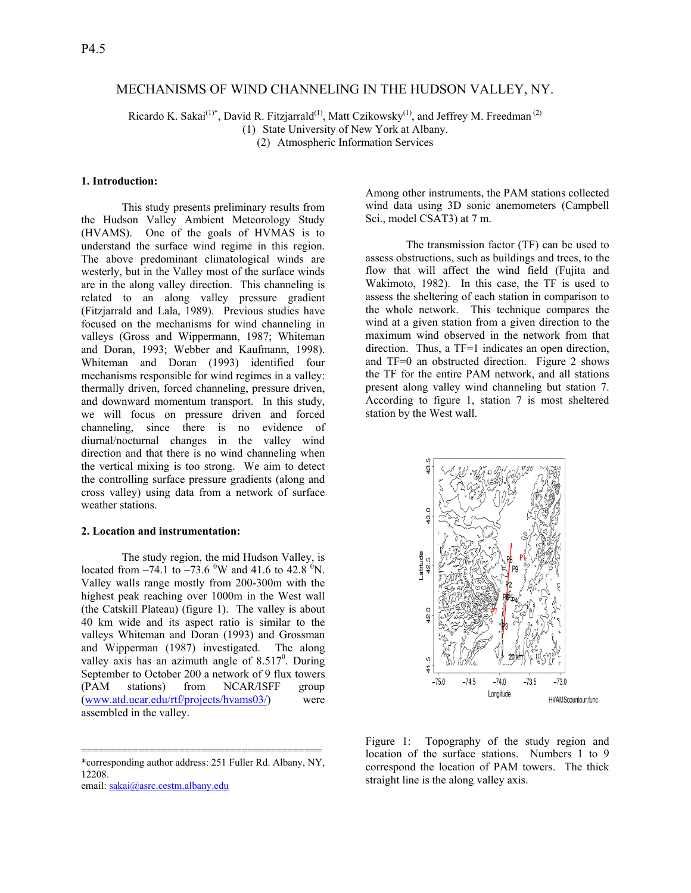P4.5

# MECHANISMS OF WIND CHANNELING IN THE HUDSON VALLEY, NY.

Ricardo K. Sakai[(1)*], David R. Fitzjarrald[(1)], Matt Czikowsky[(1)], and Jeffrey M. Freedman[(2)]

(1) State University of New York at Albany.
(2) Atmospheric Information Services

## 1. Introduction:

This study presents preliminary results from the Hudson Valley Ambient Meteorology Study (HVAMS). One of the goals of HVMAS is to understand the surface wind regime in this region. The above predominant climatological winds are westerly, but in the Valley most of the surface winds are in the along valley direction. This channeling is related to an along valley pressure gradient (Fitzjarrald and Lala, 1989). Previous studies have focused on the mechanisms for wind channeling in valleys (Gross and Wippermann, 1987; Whiteman and Doran, 1993; Webber and Kaufmann, 1998). Whiteman and Doran (1993) identified four mechanisms responsible for wind regimes in a valley: thermally driven, forced channeling, pressure driven, and downward momentum transport. In this study, we will focus on pressure driven and forced channeling, since there is no evidence of diurnal/nocturnal changes in the valley wind direction and that there is no wind channeling when the vertical mixing is too strong. We aim to detect the controlling surface pressure gradients (along and cross valley) using data from a network of surface weather stations.

## 2. Location and instrumentation:

The study region, the mid Hudson Valley, is located from –74.1 to –73.6 $^0$W and 41.6 to 42.8 $^0$N. Valley walls range mostly from 200-300m with the highest peak reaching over 1000m in the West wall (the Catskill Plateau) (figure 1). The valley is about 40 km wide and its aspect ratio is similar to the valleys Whiteman and Doran (1993) and Grossman and Wipperman (1987) investigated. The along valley axis has an azimuth angle of 8.517$^0$. During September to October 200 a network of 9 flux towers (PAM stations) from NCAR/ISFF group (www.atd.ucar.edu/rtf/projects/hvams03/) were assembled in the valley.

Among other instruments, the PAM stations collected wind data using 3D sonic anemometers (Campbell Sci., model CSAT3) at 7 m.

The transmission factor (TF) can be used to assess obstructions, such as buildings and trees, to the flow that will affect the wind field (Fujita and Wakimoto, 1982). In this case, the TF is used to assess the sheltering of each station in comparison to the whole network. This technique compares the wind at a given station from a given direction to the maximum wind observed in the network from that direction. Thus, a TF=1 indicates an open direction, and TF=0 an obstructed direction. Figure 2 shows the TF for the entire PAM network, and all stations present along valley wind channeling but station 7. According to figure 1, station 7 is most sheltered station by the West wall.

Figure 1: Topography of the study region and location of the surface stations. Numbers 1 to 9 correspond the location of PAM towers. The thick straight line is the along valley axis.

*corresponding author address: 251 Fuller Rd. Albany, NY, 12208.
email: sakai@asrc.cestm.albany.edu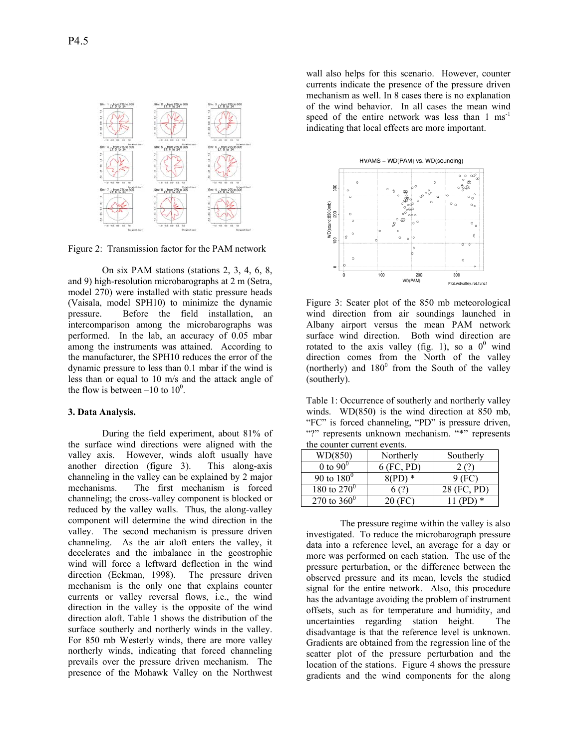Figure 2: Transmission factor for the PAM network

On six PAM stations (stations 2, 3, 4, 6, 8, and 9) high-resolution microbarographs at 2 m (Setra, model 270) were installed with static pressure heads (Vaisala, model SPH10) to minimize the dynamic pressure. Before the field installation, an intercomparison among the microbarographs was performed. In the lab, an accuracy of 0.05 mbar among the instruments was attained. According to the manufacturer, the SPH10 reduces the error of the dynamic pressure to less than 0.1 mbar if the wind is less than or equal to 10 m/s and the attack angle of the flow is between –10 to $10^0$.

### 3. Data Analysis.

During the field experiment, about 81% of the surface wind directions were aligned with the valley axis. However, winds aloft usually have another direction (figure 3). This along-axis channeling in the valley can be explained by 2 major mechanisms. The first mechanism is forced channeling; the cross-valley component is blocked or reduced by the valley walls. Thus, the along-valley component will determine the wind direction in the valley. The second mechanism is pressure driven channeling. As the air aloft enters the valley, it decelerates and the imbalance in the geostrophic wind will force a leftward deflection in the wind direction (Eckman, 1998). The pressure driven mechanism is the only one that explains counter currents or valley reversal flows, i.e., the wind direction in the valley is the opposite of the wind direction aloft. Table 1 shows the distribution of the surface southerly and northerly winds in the valley. For 850 mb Westerly winds, there are more valley northerly winds, indicating that forced channeling prevails over the pressure driven mechanism. The presence of the Mohawk Valley on the Northwest wall also helps for this scenario. However, counter currents indicate the presence of the pressure driven mechanism as well. In 8 cases there is no explanation of the wind behavior. In all cases the mean wind speed of the entire network was less than 1 $ms^{-1}$ indicating that local effects are more important.

Figure 3: Scater plot of the 850 mb meteorological wind direction from air soundings launched in Albany airport versus the mean PAM network surface wind direction. Both wind direction are rotated to the axis valley (fig. 1), so a $0^0$ wind direction comes from the North of the valley (northerly) and $180^0$ from the South of the valley (southerly).

Table 1: Occurrence of southerly and northerly valley winds. WD(850) is the wind direction at 850 mb, "FC" is forced channeling, "PD" is pressure driven, "?" represents unknown mechanism. "*" represents the counter current events.

| WD(850) | Northerly | Southerly |
|---|---|---|
| 0 to $90^0$ | 6 (FC, PD) | 2 (?) |
| 90 to $180^0$ | 8(PD) * | 9 (FC) |
| 180 to $270^0$ | 6 (?) | 28 (FC, PD) |
| 270 to $360^0$ | 20 (FC) | 11 (PD) * |

The pressure regime within the valley is also investigated. To reduce the microbarograph pressure data into a reference level, an average for a day or more was performed on each station. The use of the pressure perturbation, or the difference between the observed pressure and its mean, levels the studied signal for the entire network. Also, this procedure has the advantage avoiding the problem of instrument offsets, such as for temperature and humidity, and uncertainties regarding station height. The disadvantage is that the reference level is unknown. Gradients are obtained from the regression line of the scatter plot of the pressure perturbation and the location of the stations. Figure 4 shows the pressure gradients and the wind components for the along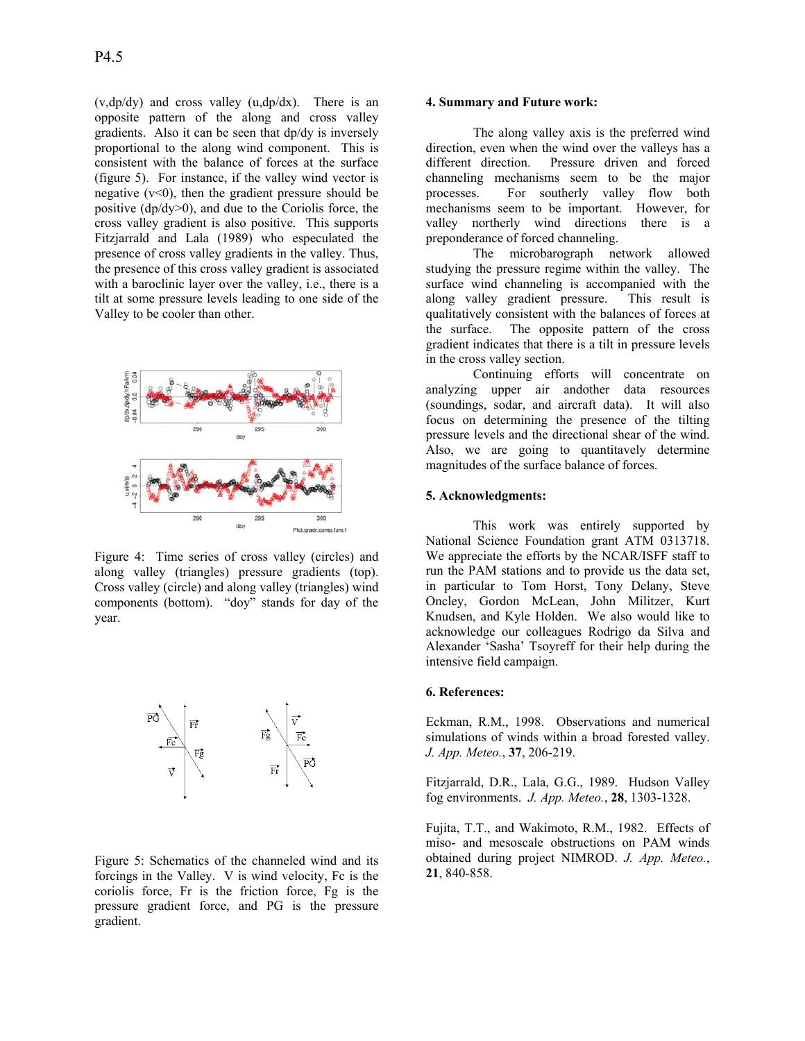(v,dp/dy) and cross valley (u,dp/dx). There is an opposite pattern of the along and cross valley gradients. Also it can be seen that dp/dy is inversely proportional to the along wind component. This is consistent with the balance of forces at the surface (figure 5). For instance, if the valley wind vector is negative ($v<0$), then the gradient pressure should be positive ($dp/dy>0$), and due to the Coriolis force, the cross valley gradient is also positive. This supports Fitzjarrald and Lala (1989) who especulated the presence of cross valley gradients in the valley. Thus, the presence of this cross valley gradient is associated with a baroclinic layer over the valley, i.e., there is a tilt at some pressure levels leading to one side of the Valley to be cooler than other.

Figure 4: Time series of cross valley (circles) and along valley (triangles) pressure gradients (top). Cross valley (circle) and along valley (triangles) wind components (bottom). "doy" stands for day of the year.

Figure 5: Schematics of the channeled wind and its forcings in the Valley. V is wind velocity, Fc is the coriolis force, Fr is the friction force, Fg is the pressure gradient force, and PG is the pressure gradient.

## 4. Summary and Future work:

The along valley axis is the preferred wind direction, even when the wind over the valleys has a different direction. Pressure driven and forced channeling mechanisms seem to be the major processes. For southerly valley flow both mechanisms seem to be important. However, for valley northerly wind directions there is a preponderance of forced channeling.

The microbarograph network allowed studying the pressure regime within the valley. The surface wind channeling is accompanied with the along valley gradient pressure. This result is qualitatively consistent with the balances of forces at the surface. The opposite pattern of the cross gradient indicates that there is a tilt in pressure levels in the cross valley section.

Continuing efforts will concentrate on analyzing upper air andother data resources (soundings, sodar, and aircraft data). It will also focus on determining the presence of the tilting pressure levels and the directional shear of the wind. Also, we are going to quantitavely determine magnitudes of the surface balance of forces.

## 5. Acknowledgments:

This work was entirely supported by National Science Foundation grant ATM 0313718. We appreciate the efforts by the NCAR/ISFF staff to run the PAM stations and to provide us the data set, in particular to Tom Horst, Tony Delany, Steve Oncley, Gordon McLean, John Militzer, Kurt Knudsen, and Kyle Holden. We also would like to acknowledge our colleagues Rodrigo da Silva and Alexander 'Sasha' Tsoyreff for their help during the intensive field campaign.

## 6. References:

Eckman, R.M., 1998. Observations and numerical simulations of winds within a broad forested valley. *J. App. Meteo.*, **37**, 206-219.

Fitzjarrald, D.R., Lala, G.G., 1989. Hudson Valley fog environments. *J. App. Meteo.*, **28**, 1303-1328.

Fujita, T.T., and Wakimoto, R.M., 1982. Effects of miso- and mesoscale obstructions on PAM winds obtained during project NIMROD. *J. App. Meteo.*, **21**, 840-858.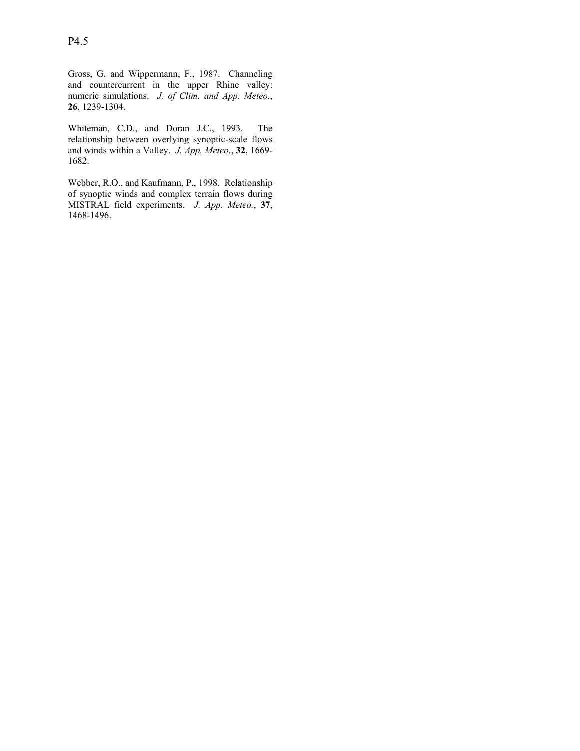Gross, G. and Wippermann, F., 1987. Channeling and countercurrent in the upper Rhine valley: numeric simulations. *J. of Clim. and App. Meteo.*, **26**, 1239-1304.

Whiteman, C.D., and Doran J.C., 1993. The relationship between overlying synoptic-scale flows and winds within a Valley. *J. App. Meteo.*, **32**, 1669-1682.

Webber, R.O., and Kaufmann, P., 1998. Relationship of synoptic winds and complex terrain flows during MISTRAL field experiments. *J. App. Meteo.*, **37**, 1468-1496.